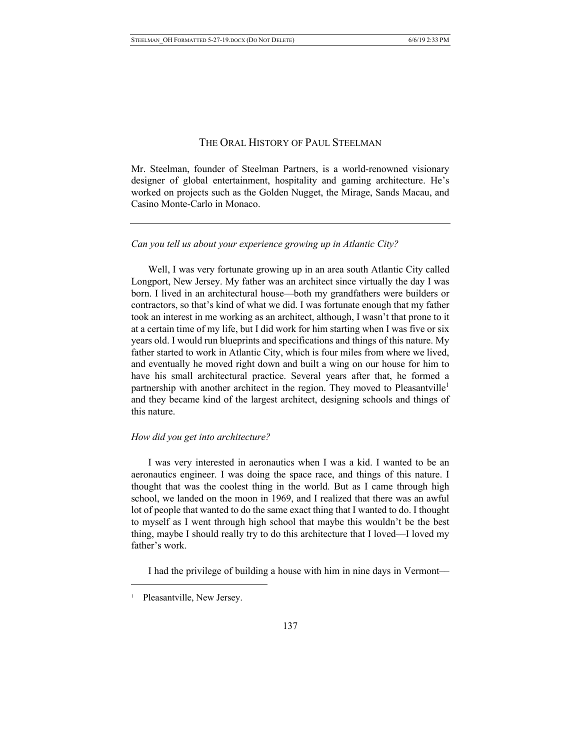# THE ORAL HISTORY OF PAUL STEELMAN

Mr. Steelman, founder of Steelman Partners, is a world-renowned visionary designer of global entertainment, hospitality and gaming architecture. He's worked on projects such as the Golden Nugget, the Mirage, Sands Macau, and Casino Monte-Carlo in Monaco.

---

*Can you tell us about your experience growing up in Atlantic City?*

Well, I was very fortunate growing up in an area south Atlantic City called Longport, New Jersey. My father was an architect since virtually the day I was born. I lived in an architectural house—both my grandfathers were builders or contractors, so that's kind of what we did. I was fortunate enough that my father took an interest in me working as an architect, although, I wasn't that prone to it at a certain time of my life, but I did work for him starting when I was five or six years old. I would run blueprints and specifications and things of this nature. My father started to work in Atlantic City, which is four miles from where we lived, and eventually he moved right down and built a wing on our house for him to have his small architectural practice. Several years after that, he formed a partnership with another architect in the region. They moved to Pleasantville[1] and they became kind of the largest architect, designing schools and things of this nature.

*How did you get into architecture?*

I was very interested in aeronautics when I was a kid. I wanted to be an aeronautics engineer. I was doing the space race, and things of this nature. I thought that was the coolest thing in the world. But as I came through high school, we landed on the moon in 1969, and I realized that there was an awful lot of people that wanted to do the same exact thing that I wanted to do. I thought to myself as I went through high school that maybe this wouldn't be the best thing, maybe I should really try to do this architecture that I loved—I loved my father's work.

I had the privilege of building a house with him in nine days in Vermont—

[1] Pleasantville, New Jersey.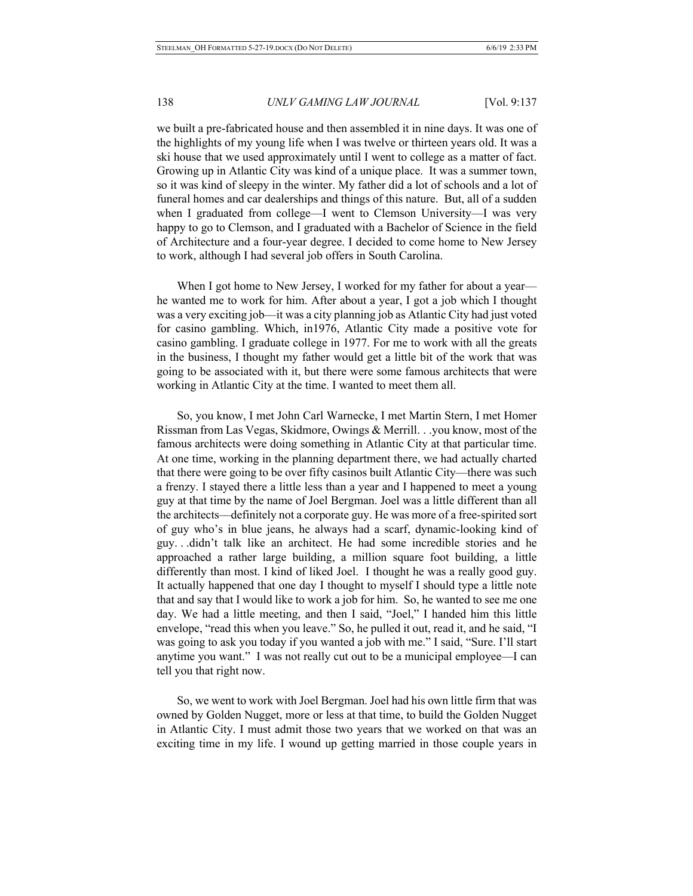we built a pre-fabricated house and then assembled it in nine days. It was one of the highlights of my young life when I was twelve or thirteen years old. It was a ski house that we used approximately until I went to college as a matter of fact. Growing up in Atlantic City was kind of a unique place. It was a summer town, so it was kind of sleepy in the winter. My father did a lot of schools and a lot of funeral homes and car dealerships and things of this nature. But, all of a sudden when I graduated from college—I went to Clemson University—I was very happy to go to Clemson, and I graduated with a Bachelor of Science in the field of Architecture and a four-year degree. I decided to come home to New Jersey to work, although I had several job offers in South Carolina.

When I got home to New Jersey, I worked for my father for about a year—he wanted me to work for him. After about a year, I got a job which I thought was a very exciting job—it was a city planning job as Atlantic City had just voted for casino gambling. Which, in1976, Atlantic City made a positive vote for casino gambling. I graduate college in 1977. For me to work with all the greats in the business, I thought my father would get a little bit of the work that was going to be associated with it, but there were some famous architects that were working in Atlantic City at the time. I wanted to meet them all.

So, you know, I met John Carl Warnecke, I met Martin Stern, I met Homer Rissman from Las Vegas, Skidmore, Owings & Merrill. . .you know, most of the famous architects were doing something in Atlantic City at that particular time. At one time, working in the planning department there, we had actually charted that there were going to be over fifty casinos built Atlantic City—there was such a frenzy. I stayed there a little less than a year and I happened to meet a young guy at that time by the name of Joel Bergman. Joel was a little different than all the architects—definitely not a corporate guy. He was more of a free-spirited sort of guy who's in blue jeans, he always had a scarf, dynamic-looking kind of guy. . .didn't talk like an architect. He had some incredible stories and he approached a rather large building, a million square foot building, a little differently than most. I kind of liked Joel. I thought he was a really good guy. It actually happened that one day I thought to myself I should type a little note that and say that I would like to work a job for him. So, he wanted to see me one day. We had a little meeting, and then I said, "Joel," I handed him this little envelope, "read this when you leave." So, he pulled it out, read it, and he said, "I was going to ask you today if you wanted a job with me." I said, "Sure. I'll start anytime you want." I was not really cut out to be a municipal employee—I can tell you that right now.

So, we went to work with Joel Bergman. Joel had his own little firm that was owned by Golden Nugget, more or less at that time, to build the Golden Nugget in Atlantic City. I must admit those two years that we worked on that was an exciting time in my life. I wound up getting married in those couple years in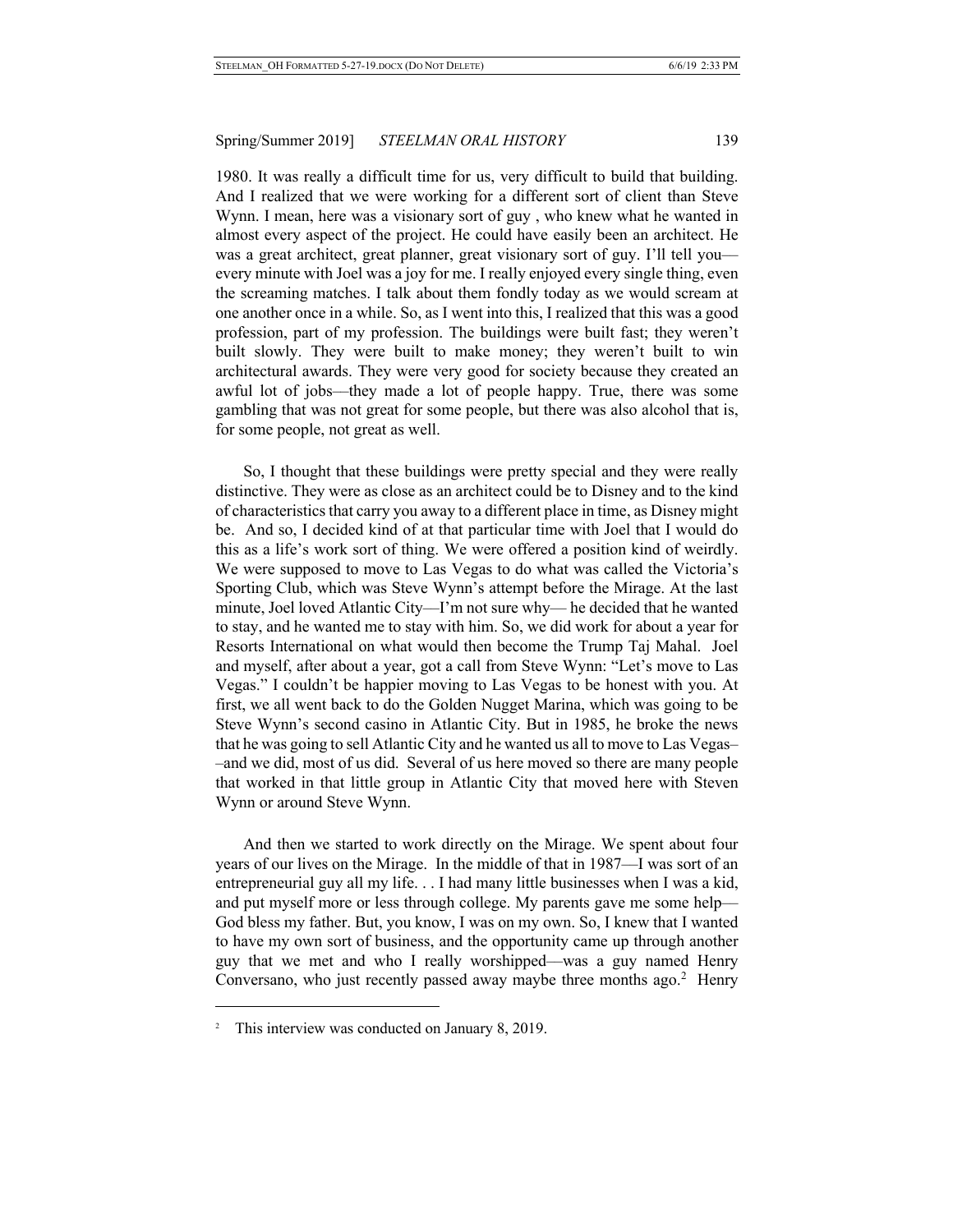1980. It was really a difficult time for us, very difficult to build that building. And I realized that we were working for a different sort of client than Steve Wynn. I mean, here was a visionary sort of guy , who knew what he wanted in almost every aspect of the project. He could have easily been an architect. He was a great architect, great planner, great visionary sort of guy. I'll tell you—every minute with Joel was a joy for me. I really enjoyed every single thing, even the screaming matches. I talk about them fondly today as we would scream at one another once in a while. So, as I went into this, I realized that this was a good profession, part of my profession. The buildings were built fast; they weren't built slowly. They were built to make money; they weren't built to win architectural awards. They were very good for society because they created an awful lot of jobs—they made a lot of people happy. True, there was some gambling that was not great for some people, but there was also alcohol that is, for some people, not great as well.

So, I thought that these buildings were pretty special and they were really distinctive. They were as close as an architect could be to Disney and to the kind of characteristics that carry you away to a different place in time, as Disney might be. And so, I decided kind of at that particular time with Joel that I would do this as a life's work sort of thing. We were offered a position kind of weirdly. We were supposed to move to Las Vegas to do what was called the Victoria's Sporting Club, which was Steve Wynn's attempt before the Mirage. At the last minute, Joel loved Atlantic City—I'm not sure why— he decided that he wanted to stay, and he wanted me to stay with him. So, we did work for about a year for Resorts International on what would then become the Trump Taj Mahal. Joel and myself, after about a year, got a call from Steve Wynn: "Let's move to Las Vegas." I couldn't be happier moving to Las Vegas to be honest with you. At first, we all went back to do the Golden Nugget Marina, which was going to be Steve Wynn's second casino in Atlantic City. But in 1985, he broke the news that he was going to sell Atlantic City and he wanted us all to move to Las Vegas––and we did, most of us did. Several of us here moved so there are many people that worked in that little group in Atlantic City that moved here with Steven Wynn or around Steve Wynn.

And then we started to work directly on the Mirage. We spent about four years of our lives on the Mirage. In the middle of that in 1987—I was sort of an entrepreneurial guy all my life. . . I had many little businesses when I was a kid, and put myself more or less through college. My parents gave me some help—God bless my father. But, you know, I was on my own. So, I knew that I wanted to have my own sort of business, and the opportunity came up through another guy that we met and who I really worshipped—was a guy named Henry Conversano, who just recently passed away maybe three months ago.[2] Henry

[2] This interview was conducted on January 8, 2019.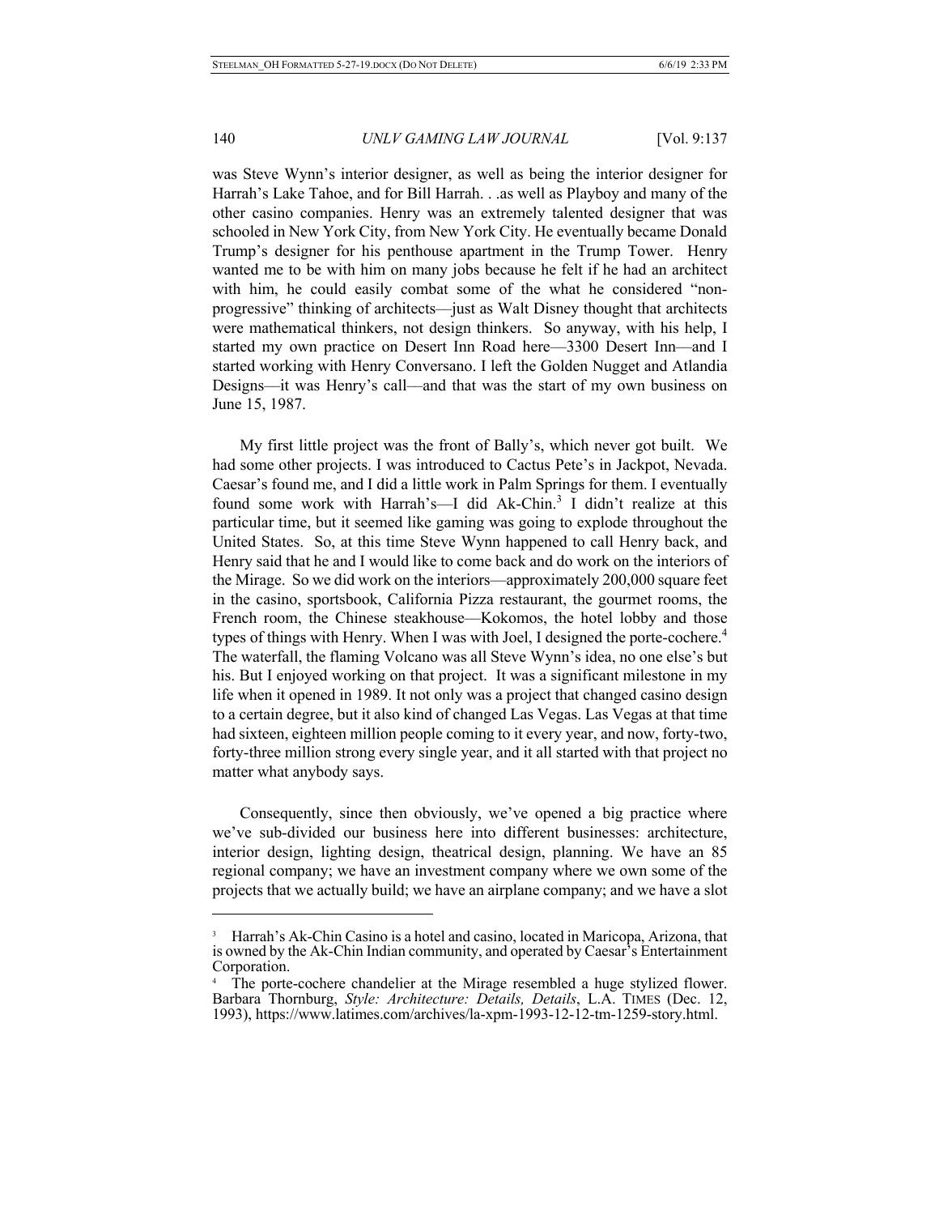was Steve Wynn's interior designer, as well as being the interior designer for Harrah's Lake Tahoe, and for Bill Harrah. . .as well as Playboy and many of the other casino companies. Henry was an extremely talented designer that was schooled in New York City, from New York City. He eventually became Donald Trump's designer for his penthouse apartment in the Trump Tower. Henry wanted me to be with him on many jobs because he felt if he had an architect with him, he could easily combat some of the what he considered "non-progressive" thinking of architects—just as Walt Disney thought that architects were mathematical thinkers, not design thinkers. So anyway, with his help, I started my own practice on Desert Inn Road here—3300 Desert Inn—and I started working with Henry Conversano. I left the Golden Nugget and Atlandia Designs—it was Henry's call—and that was the start of my own business on June 15, 1987.

My first little project was the front of Bally's, which never got built. We had some other projects. I was introduced to Cactus Pete's in Jackpot, Nevada. Caesar's found me, and I did a little work in Palm Springs for them. I eventually found some work with Harrah's—I did Ak-Chin.[3] I didn't realize at this particular time, but it seemed like gaming was going to explode throughout the United States. So, at this time Steve Wynn happened to call Henry back, and Henry said that he and I would like to come back and do work on the interiors of the Mirage. So we did work on the interiors—approximately 200,000 square feet in the casino, sportsbook, California Pizza restaurant, the gourmet rooms, the French room, the Chinese steakhouse—Kokomos, the hotel lobby and those types of things with Henry. When I was with Joel, I designed the porte-cochere.[4] The waterfall, the flaming Volcano was all Steve Wynn's idea, no one else's but his. But I enjoyed working on that project. It was a significant milestone in my life when it opened in 1989. It not only was a project that changed casino design to a certain degree, but it also kind of changed Las Vegas. Las Vegas at that time had sixteen, eighteen million people coming to it every year, and now, forty-two, forty-three million strong every single year, and it all started with that project no matter what anybody says.

Consequently, since then obviously, we've opened a big practice where we've sub-divided our business here into different businesses: architecture, interior design, lighting design, theatrical design, planning. We have an 85 regional company; we have an investment company where we own some of the projects that we actually build; we have an airplane company; and we have a slot

---

[3] Harrah's Ak-Chin Casino is a hotel and casino, located in Maricopa, Arizona, that is owned by the Ak-Chin Indian community, and operated by Caesar's Entertainment Corporation.

[4] The porte-cochere chandelier at the Mirage resembled a huge stylized flower. Barbara Thornburg, *Style: Architecture: Details, Details*, L.A. TIMES (Dec. 12, 1993), https://www.latimes.com/archives/la-xpm-1993-12-12-tm-1259-story.html.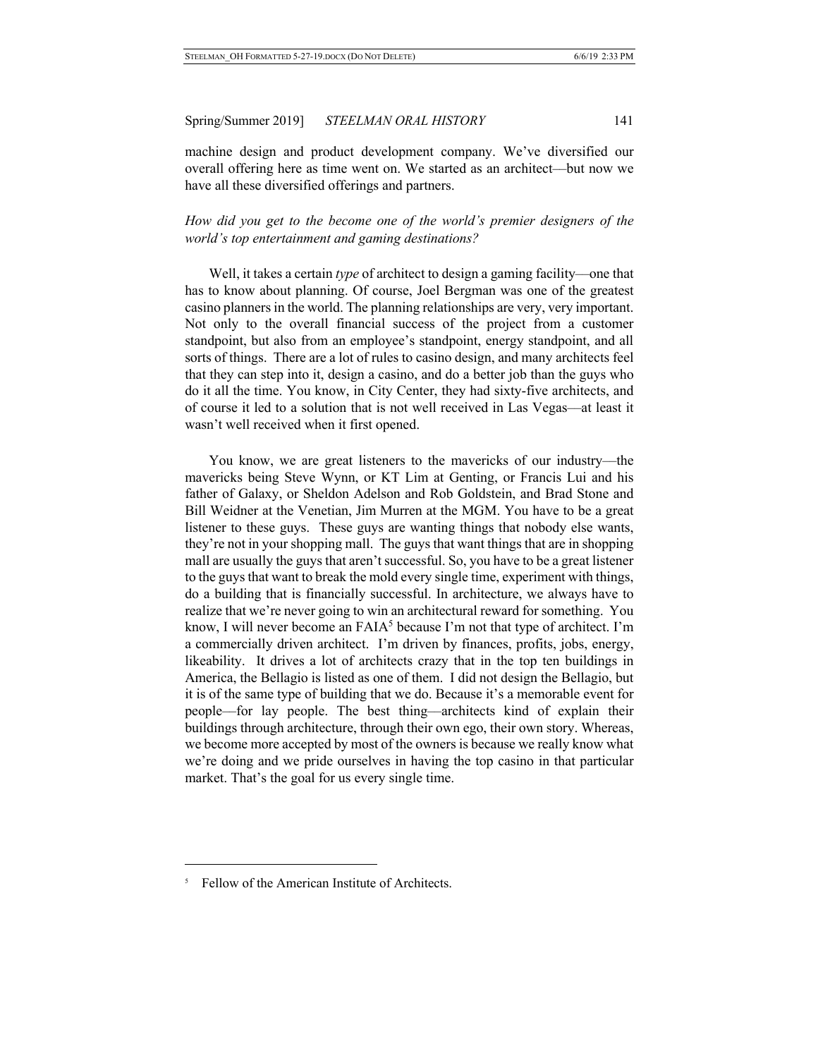machine design and product development company. We've diversified our overall offering here as time went on. We started as an architect—but now we have all these diversified offerings and partners.

*How did you get to the become one of the world's premier designers of the world's top entertainment and gaming destinations?*

Well, it takes a certain *type* of architect to design a gaming facility—one that has to know about planning. Of course, Joel Bergman was one of the greatest casino planners in the world. The planning relationships are very, very important. Not only to the overall financial success of the project from a customer standpoint, but also from an employee's standpoint, energy standpoint, and all sorts of things. There are a lot of rules to casino design, and many architects feel that they can step into it, design a casino, and do a better job than the guys who do it all the time. You know, in City Center, they had sixty-five architects, and of course it led to a solution that is not well received in Las Vegas—at least it wasn't well received when it first opened.

You know, we are great listeners to the mavericks of our industry—the mavericks being Steve Wynn, or KT Lim at Genting, or Francis Lui and his father of Galaxy, or Sheldon Adelson and Rob Goldstein, and Brad Stone and Bill Weidner at the Venetian, Jim Murren at the MGM. You have to be a great listener to these guys. These guys are wanting things that nobody else wants, they're not in your shopping mall. The guys that want things that are in shopping mall are usually the guys that aren't successful. So, you have to be a great listener to the guys that want to break the mold every single time, experiment with things, do a building that is financially successful. In architecture, we always have to realize that we're never going to win an architectural reward for something. You know, I will never become an FAIA[5] because I'm not that type of architect. I'm a commercially driven architect. I'm driven by finances, profits, jobs, energy, likeability. It drives a lot of architects crazy that in the top ten buildings in America, the Bellagio is listed as one of them. I did not design the Bellagio, but it is of the same type of building that we do. Because it's a memorable event for people—for lay people. The best thing—architects kind of explain their buildings through architecture, through their own ego, their own story. Whereas, we become more accepted by most of the owners is because we really know what we're doing and we pride ourselves in having the top casino in that particular market. That's the goal for us every single time.

[5] Fellow of the American Institute of Architects.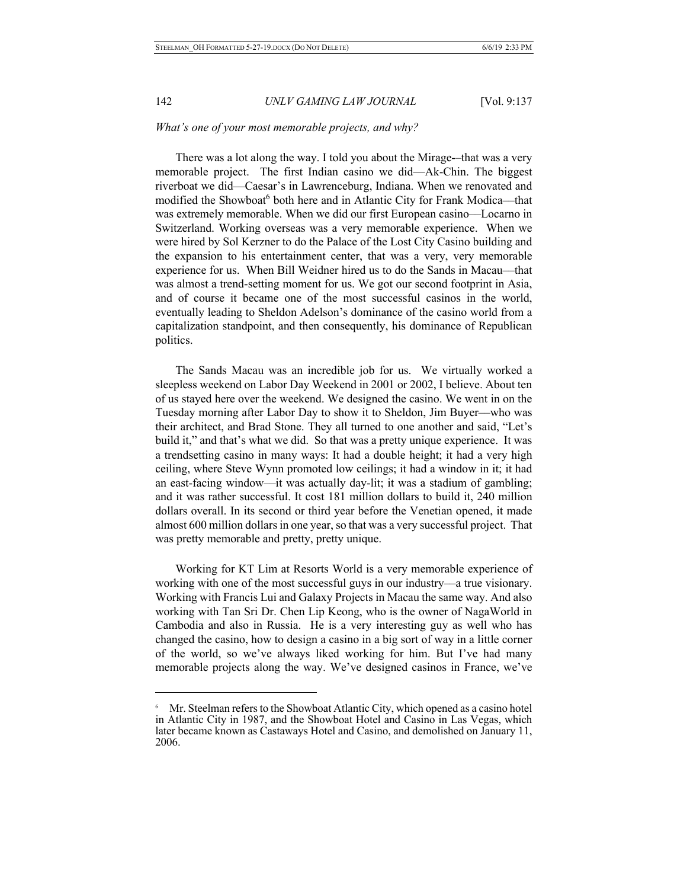*What's one of your most memorable projects, and why?*

There was a lot along the way. I told you about the Mirage-–that was a very memorable project. The first Indian casino we did—Ak-Chin. The biggest riverboat we did—Caesar's in Lawrenceburg, Indiana. When we renovated and modified the Showboat[6] both here and in Atlantic City for Frank Modica—that was extremely memorable. When we did our first European casino—Locarno in Switzerland. Working overseas was a very memorable experience. When we were hired by Sol Kerzner to do the Palace of the Lost City Casino building and the expansion to his entertainment center, that was a very, very memorable experience for us. When Bill Weidner hired us to do the Sands in Macau—that was almost a trend-setting moment for us. We got our second footprint in Asia, and of course it became one of the most successful casinos in the world, eventually leading to Sheldon Adelson's dominance of the casino world from a capitalization standpoint, and then consequently, his dominance of Republican politics.

The Sands Macau was an incredible job for us. We virtually worked a sleepless weekend on Labor Day Weekend in 2001 or 2002, I believe. About ten of us stayed here over the weekend. We designed the casino. We went in on the Tuesday morning after Labor Day to show it to Sheldon, Jim Buyer—who was their architect, and Brad Stone. They all turned to one another and said, "Let's build it," and that's what we did. So that was a pretty unique experience. It was a trendsetting casino in many ways: It had a double height; it had a very high ceiling, where Steve Wynn promoted low ceilings; it had a window in it; it had an east-facing window—it was actually day-lit; it was a stadium of gambling; and it was rather successful. It cost 181 million dollars to build it, 240 million dollars overall. In its second or third year before the Venetian opened, it made almost 600 million dollars in one year, so that was a very successful project. That was pretty memorable and pretty, pretty unique.

Working for KT Lim at Resorts World is a very memorable experience of working with one of the most successful guys in our industry—a true visionary. Working with Francis Lui and Galaxy Projects in Macau the same way. And also working with Tan Sri Dr. Chen Lip Keong, who is the owner of NagaWorld in Cambodia and also in Russia. He is a very interesting guy as well who has changed the casino, how to design a casino in a big sort of way in a little corner of the world, so we've always liked working for him. But I've had many memorable projects along the way. We've designed casinos in France, we've

---

[6] Mr. Steelman refers to the Showboat Atlantic City, which opened as a casino hotel in Atlantic City in 1987, and the Showboat Hotel and Casino in Las Vegas, which later became known as Castaways Hotel and Casino, and demolished on January 11, 2006.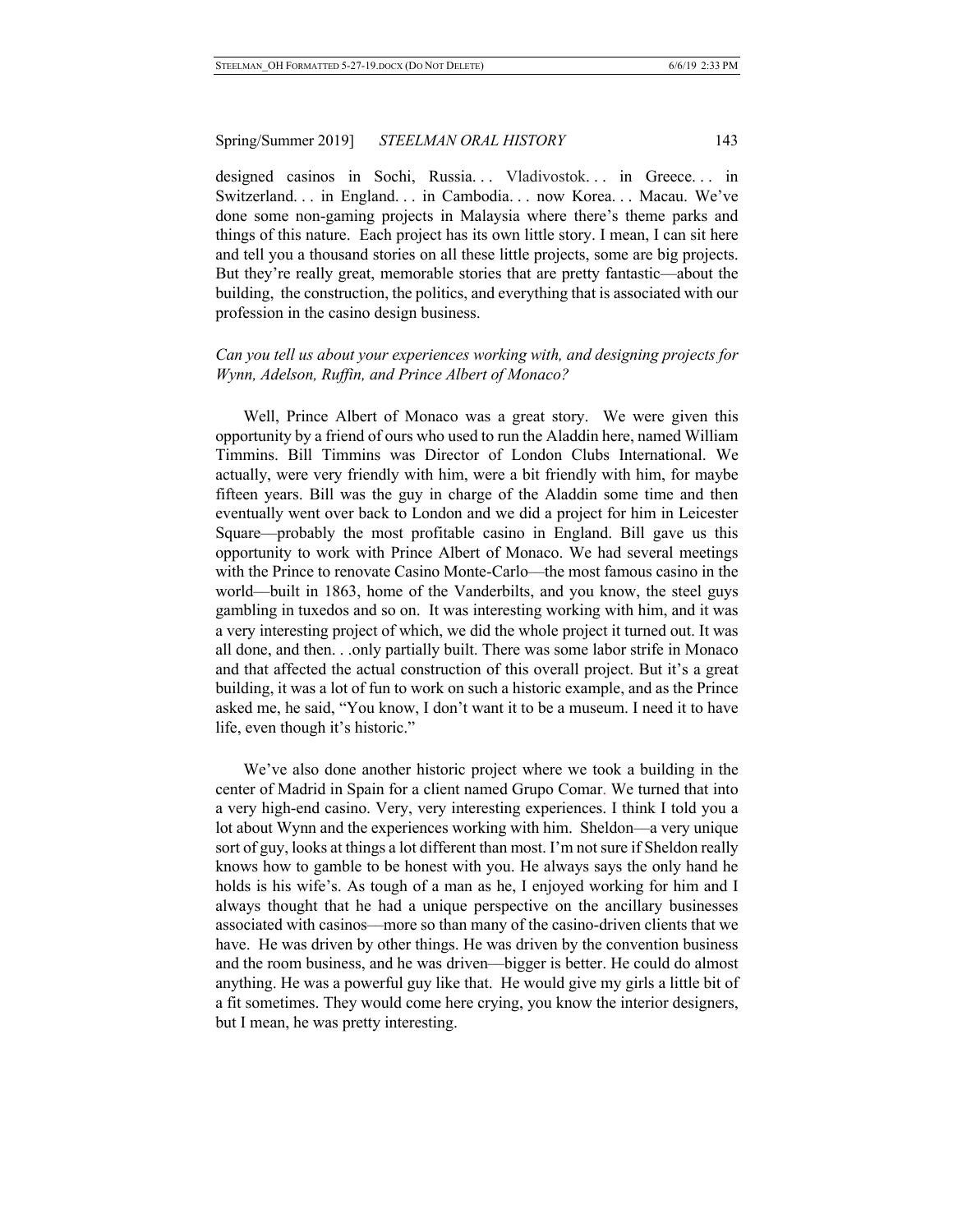designed casinos in Sochi, Russia. . . Vladivostok. . . in Greece. . . in Switzerland. . . in England. . . in Cambodia. . . now Korea. . . Macau. We've done some non-gaming projects in Malaysia where there's theme parks and things of this nature. Each project has its own little story. I mean, I can sit here and tell you a thousand stories on all these little projects, some are big projects. But they're really great, memorable stories that are pretty fantastic—about the building, the construction, the politics, and everything that is associated with our profession in the casino design business.

*Can you tell us about your experiences working with, and designing projects for Wynn, Adelson, Ruffin, and Prince Albert of Monaco?*

Well, Prince Albert of Monaco was a great story. We were given this opportunity by a friend of ours who used to run the Aladdin here, named William Timmins. Bill Timmins was Director of London Clubs International. We actually, were very friendly with him, were a bit friendly with him, for maybe fifteen years. Bill was the guy in charge of the Aladdin some time and then eventually went over back to London and we did a project for him in Leicester Square—probably the most profitable casino in England. Bill gave us this opportunity to work with Prince Albert of Monaco. We had several meetings with the Prince to renovate Casino Monte-Carlo—the most famous casino in the world—built in 1863, home of the Vanderbilts, and you know, the steel guys gambling in tuxedos and so on. It was interesting working with him, and it was a very interesting project of which, we did the whole project it turned out. It was all done, and then. . .only partially built. There was some labor strife in Monaco and that affected the actual construction of this overall project. But it's a great building, it was a lot of fun to work on such a historic example, and as the Prince asked me, he said, "You know, I don't want it to be a museum. I need it to have life, even though it's historic."

We've also done another historic project where we took a building in the center of Madrid in Spain for a client named Grupo Comar. We turned that into a very high-end casino. Very, very interesting experiences. I think I told you a lot about Wynn and the experiences working with him. Sheldon—a very unique sort of guy, looks at things a lot different than most. I'm not sure if Sheldon really knows how to gamble to be honest with you. He always says the only hand he holds is his wife's. As tough of a man as he, I enjoyed working for him and I always thought that he had a unique perspective on the ancillary businesses associated with casinos—more so than many of the casino-driven clients that we have. He was driven by other things. He was driven by the convention business and the room business, and he was driven—bigger is better. He could do almost anything. He was a powerful guy like that. He would give my girls a little bit of a fit sometimes. They would come here crying, you know the interior designers, but I mean, he was pretty interesting.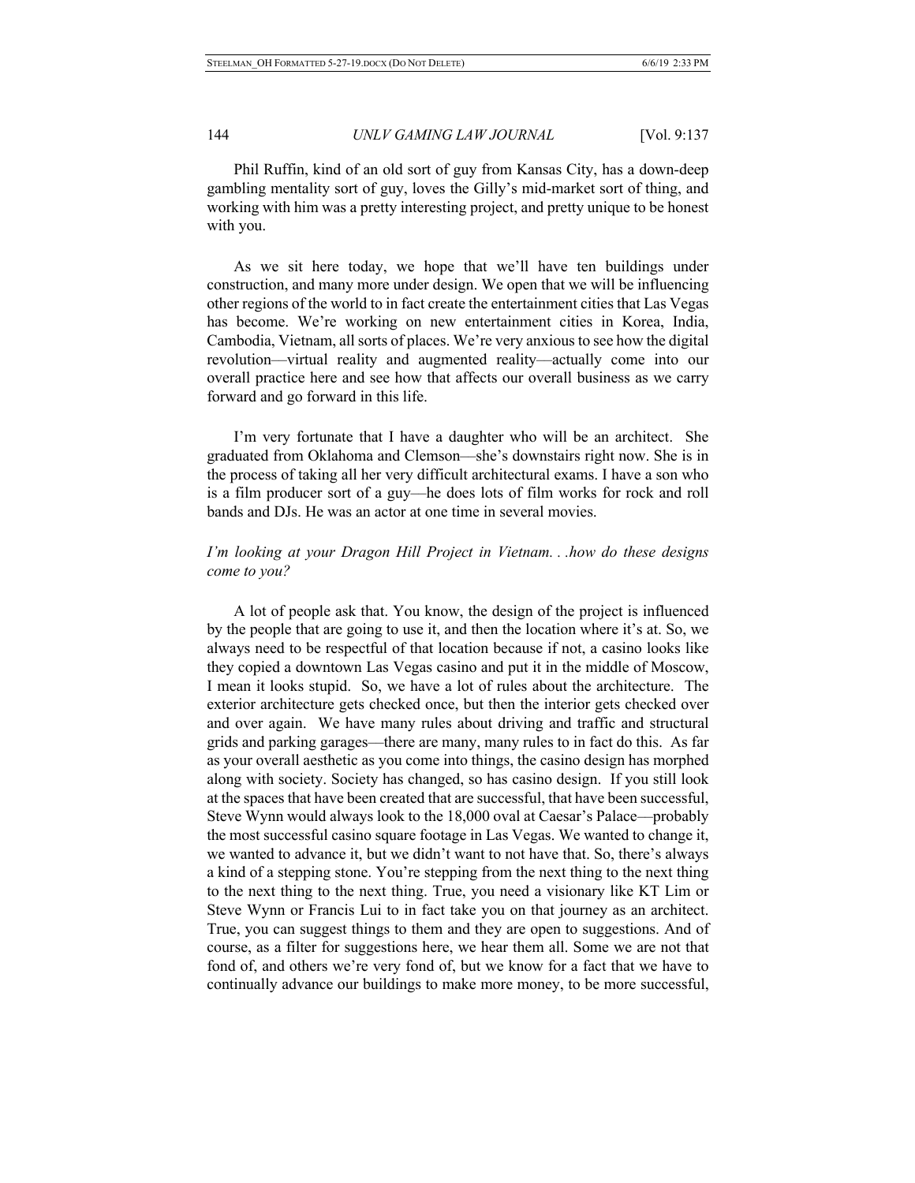Phil Ruffin, kind of an old sort of guy from Kansas City, has a down-deep gambling mentality sort of guy, loves the Gilly's mid-market sort of thing, and working with him was a pretty interesting project, and pretty unique to be honest with you.

As we sit here today, we hope that we'll have ten buildings under construction, and many more under design. We open that we will be influencing other regions of the world to in fact create the entertainment cities that Las Vegas has become. We're working on new entertainment cities in Korea, India, Cambodia, Vietnam, all sorts of places. We're very anxious to see how the digital revolution—virtual reality and augmented reality—actually come into our overall practice here and see how that affects our overall business as we carry forward and go forward in this life.

I'm very fortunate that I have a daughter who will be an architect. She graduated from Oklahoma and Clemson—she's downstairs right now. She is in the process of taking all her very difficult architectural exams. I have a son who is a film producer sort of a guy—he does lots of film works for rock and roll bands and DJs. He was an actor at one time in several movies.

*I'm looking at your Dragon Hill Project in Vietnam. . .how do these designs come to you?*

A lot of people ask that. You know, the design of the project is influenced by the people that are going to use it, and then the location where it's at. So, we always need to be respectful of that location because if not, a casino looks like they copied a downtown Las Vegas casino and put it in the middle of Moscow, I mean it looks stupid. So, we have a lot of rules about the architecture. The exterior architecture gets checked once, but then the interior gets checked over and over again. We have many rules about driving and traffic and structural grids and parking garages—there are many, many rules to in fact do this. As far as your overall aesthetic as you come into things, the casino design has morphed along with society. Society has changed, so has casino design. If you still look at the spaces that have been created that are successful, that have been successful, Steve Wynn would always look to the 18,000 oval at Caesar's Palace—probably the most successful casino square footage in Las Vegas. We wanted to change it, we wanted to advance it, but we didn't want to not have that. So, there's always a kind of a stepping stone. You're stepping from the next thing to the next thing to the next thing to the next thing. True, you need a visionary like KT Lim or Steve Wynn or Francis Lui to in fact take you on that journey as an architect. True, you can suggest things to them and they are open to suggestions. And of course, as a filter for suggestions here, we hear them all. Some we are not that fond of, and others we're very fond of, but we know for a fact that we have to continually advance our buildings to make more money, to be more successful,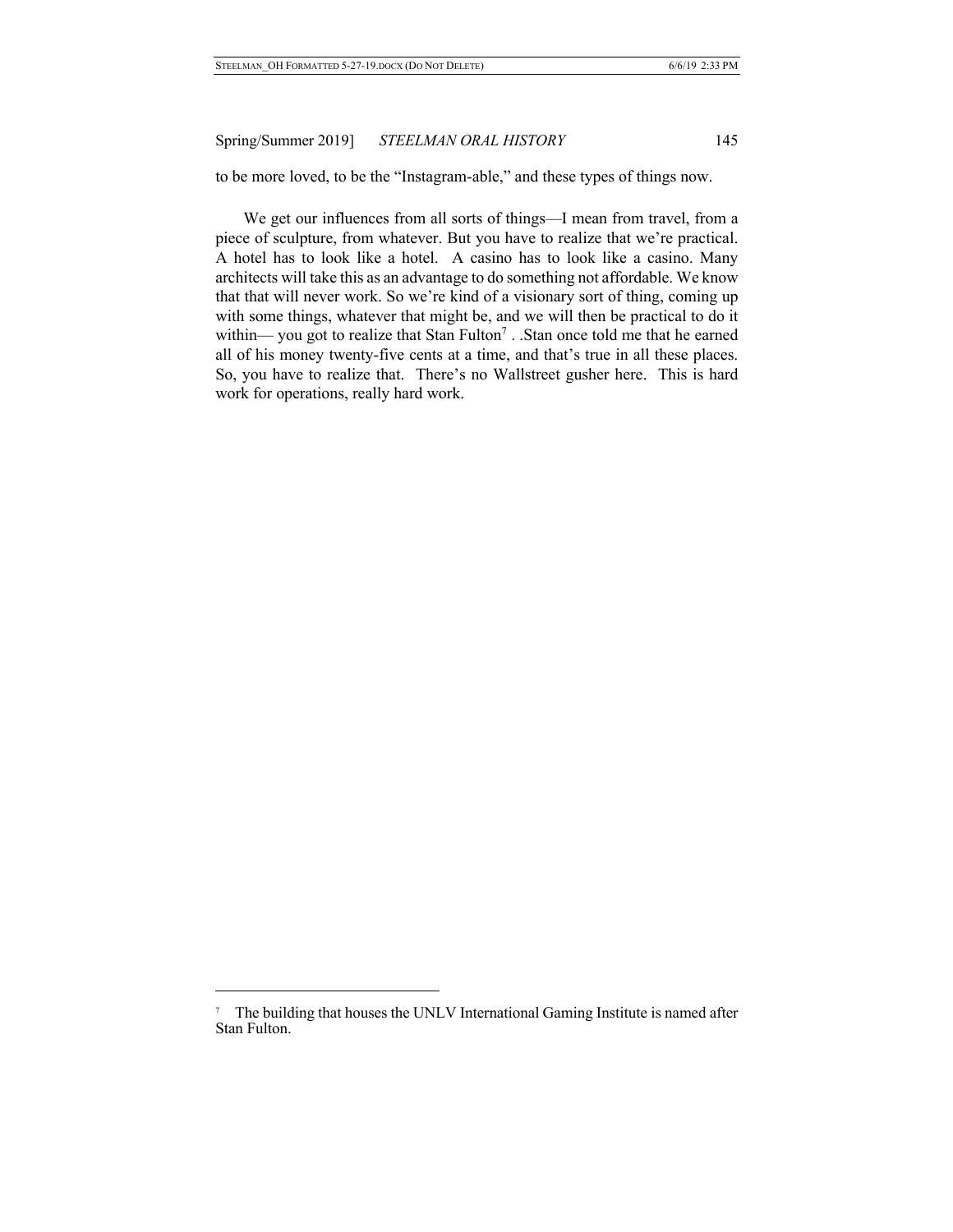to be more loved, to be the "Instagram-able," and these types of things now.

We get our influences from all sorts of things—I mean from travel, from a piece of sculpture, from whatever. But you have to realize that we're practical. A hotel has to look like a hotel. A casino has to look like a casino. Many architects will take this as an advantage to do something not affordable. We know that that will never work. So we're kind of a visionary sort of thing, coming up with some things, whatever that might be, and we will then be practical to do it within— you got to realize that Stan Fulton[7] . .Stan once told me that he earned all of his money twenty-five cents at a time, and that's true in all these places. So, you have to realize that. There's no Wallstreet gusher here. This is hard work for operations, really hard work.

---

[7] The building that houses the UNLV International Gaming Institute is named after Stan Fulton.